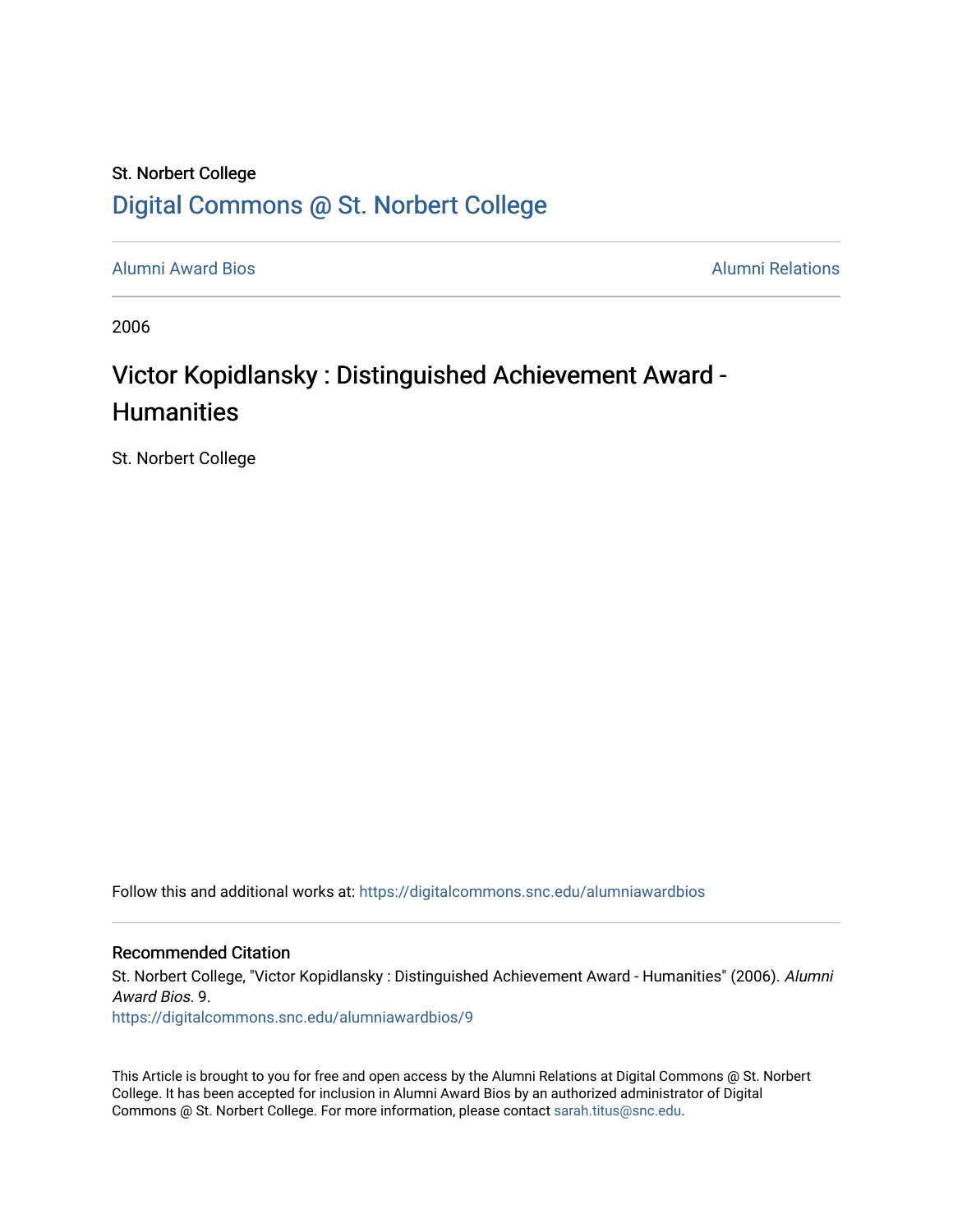St. Norbert College

# Digital Commons @ St. Norbert College

Alumni Award Bios — Alumni Relations

2006

## Victor Kopidlansky : Distinguished Achievement Award - Humanities

St. Norbert College

Follow this and additional works at: https://digitalcommons.snc.edu/alumniawardbios

### Recommended Citation

St. Norbert College, "Victor Kopidlansky : Distinguished Achievement Award - Humanities" (2006). *Alumni Award Bios*. 9.
https://digitalcommons.snc.edu/alumniawardbios/9

This Article is brought to you for free and open access by the Alumni Relations at Digital Commons @ St. Norbert College. It has been accepted for inclusion in Alumni Award Bios by an authorized administrator of Digital Commons @ St. Norbert College. For more information, please contact sarah.titus@snc.edu.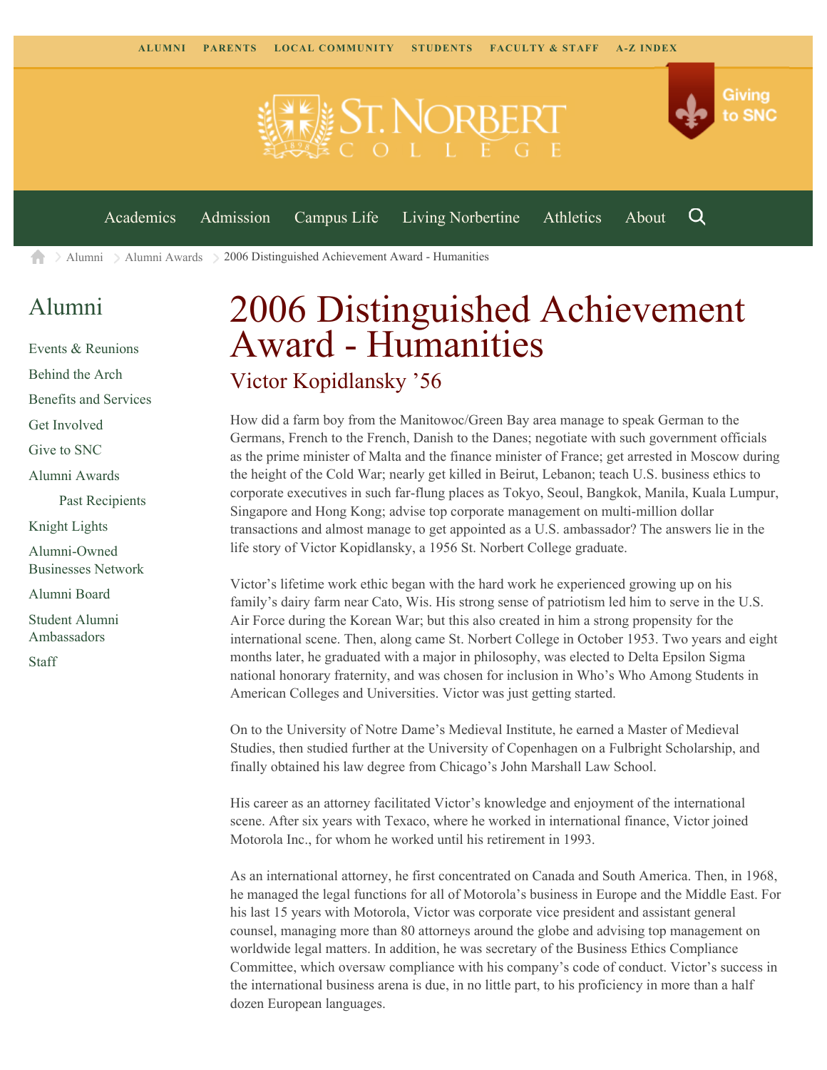ALUMNI PARENTS LOCAL COMMUNITY STUDENTS FACULTY & STAFF A-Z INDEX

Giving to SNC

Academics Admission Campus Life Living Norbertine Athletics About

Alumni > Alumni Awards > 2006 Distinguished Achievement Award - Humanities

## Alumni

- Events & Reunions
- Behind the Arch
- Benefits and Services
- Get Involved
- Give to SNC
- Alumni Awards
  - Past Recipients
- Knight Lights
- Alumni-Owned Businesses Network
- Alumni Board
- Student Alumni Ambassadors
- Staff

# 2006 Distinguished Achievement Award - Humanities

## Victor Kopidlansky ’56

How did a farm boy from the Manitowoc/Green Bay area manage to speak German to the Germans, French to the French, Danish to the Danes; negotiate with such government officials as the prime minister of Malta and the finance minister of France; get arrested in Moscow during the height of the Cold War; nearly get killed in Beirut, Lebanon; teach U.S. business ethics to corporate executives in such far-flung places as Tokyo, Seoul, Bangkok, Manila, Kuala Lumpur, Singapore and Hong Kong; advise top corporate management on multi-million dollar transactions and almost manage to get appointed as a U.S. ambassador? The answers lie in the life story of Victor Kopidlansky, a 1956 St. Norbert College graduate.

Victor’s lifetime work ethic began with the hard work he experienced growing up on his family’s dairy farm near Cato, Wis. His strong sense of patriotism led him to serve in the U.S. Air Force during the Korean War; but this also created in him a strong propensity for the international scene. Then, along came St. Norbert College in October 1953. Two years and eight months later, he graduated with a major in philosophy, was elected to Delta Epsilon Sigma national honorary fraternity, and was chosen for inclusion in Who’s Who Among Students in American Colleges and Universities. Victor was just getting started.

On to the University of Notre Dame’s Medieval Institute, he earned a Master of Medieval Studies, then studied further at the University of Copenhagen on a Fulbright Scholarship, and finally obtained his law degree from Chicago’s John Marshall Law School.

His career as an attorney facilitated Victor’s knowledge and enjoyment of the international scene. After six years with Texaco, where he worked in international finance, Victor joined Motorola Inc., for whom he worked until his retirement in 1993.

As an international attorney, he first concentrated on Canada and South America. Then, in 1968, he managed the legal functions for all of Motorola’s business in Europe and the Middle East. For his last 15 years with Motorola, Victor was corporate vice president and assistant general counsel, managing more than 80 attorneys around the globe and advising top management on worldwide legal matters. In addition, he was secretary of the Business Ethics Compliance Committee, which oversaw compliance with his company’s code of conduct. Victor’s success in the international business arena is due, in no little part, to his proficiency in more than a half dozen European languages.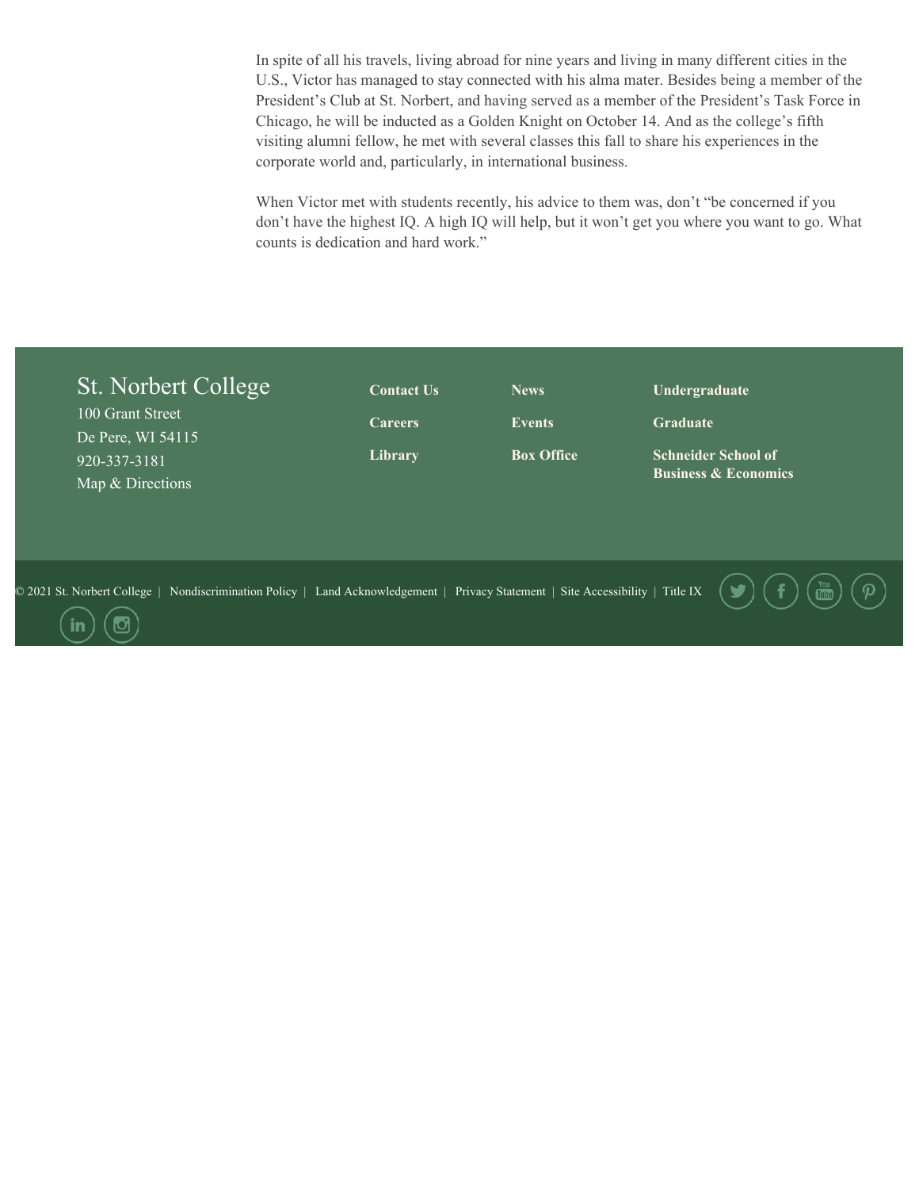In spite of all his travels, living abroad for nine years and living in many different cities in the U.S., Victor has managed to stay connected with his alma mater. Besides being a member of the President's Club at St. Norbert, and having served as a member of the President's Task Force in Chicago, he will be inducted as a Golden Knight on October 14. And as the college's fifth visiting alumni fellow, he met with several classes this fall to share his experiences in the corporate world and, particularly, in international business.

When Victor met with students recently, his advice to them was, don't "be concerned if you don't have the highest IQ. A high IQ will help, but it won't get you where you want to go. What counts is dedication and hard work."

St. Norbert College
100 Grant Street
De Pere, WI 54115
920-337-3181
Map & Directions

**Contact Us**
**Careers**
**Library**

**News**
**Events**
**Box Office**

**Undergraduate**
**Graduate**
**Schneider School of Business & Economics**

© 2021 St. Norbert College | Nondiscrimination Policy | Land Acknowledgement | Privacy Statement | Site Accessibility | Title IX